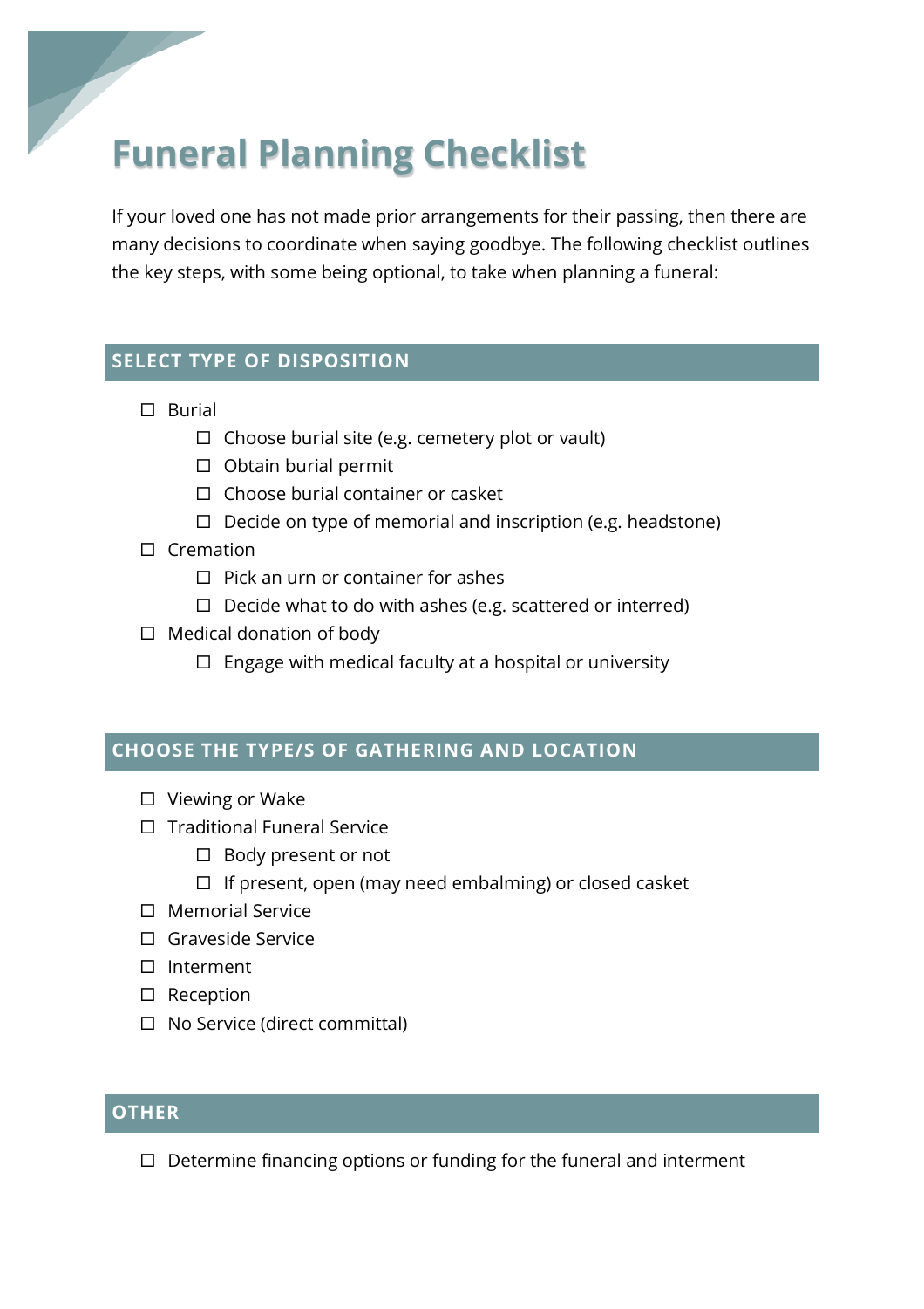# Funeral Planning Checklist

If your loved one has not made prior arrangements for their passing, then there are many decisions to coordinate when saying goodbye. The following checklist outlines the key steps, with some being optional, to take when planning a funeral:

## SELECT TYPE OF DISPOSITION

- ☐ Burial
  - ☐ Choose burial site (e.g. cemetery plot or vault)
  - ☐ Obtain burial permit
  - ☐ Choose burial container or casket
  - ☐ Decide on type of memorial and inscription (e.g. headstone)
- ☐ Cremation
  - ☐ Pick an urn or container for ashes
  - ☐ Decide what to do with ashes (e.g. scattered or interred)
- ☐ Medical donation of body
  - ☐ Engage with medical faculty at a hospital or university

## CHOOSE THE TYPE/S OF GATHERING AND LOCATION

- ☐ Viewing or Wake
- ☐ Traditional Funeral Service
  - ☐ Body present or not
  - ☐ If present, open (may need embalming) or closed casket
- ☐ Memorial Service
- ☐ Graveside Service
- ☐ Interment
- ☐ Reception
- ☐ No Service (direct committal)

## OTHER

- ☐ Determine financing options or funding for the funeral and interment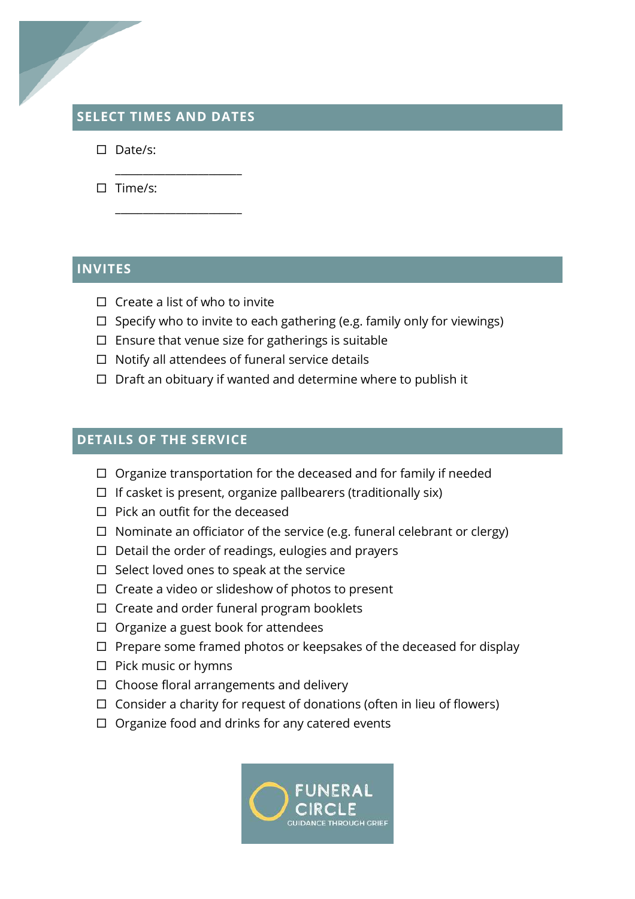## SELECT TIMES AND DATES

- ☐ Date/s: ____________________
- ☐ Time/s: ____________________

## INVITES

- ☐ Create a list of who to invite
- ☐ Specify who to invite to each gathering (e.g. family only for viewings)
- ☐ Ensure that venue size for gatherings is suitable
- ☐ Notify all attendees of funeral service details
- ☐ Draft an obituary if wanted and determine where to publish it

## DETAILS OF THE SERVICE

- ☐ Organize transportation for the deceased and for family if needed
- ☐ If casket is present, organize pallbearers (traditionally six)
- ☐ Pick an outfit for the deceased
- ☐ Nominate an officiator of the service (e.g. funeral celebrant or clergy)
- ☐ Detail the order of readings, eulogies and prayers
- ☐ Select loved ones to speak at the service
- ☐ Create a video or slideshow of photos to present
- ☐ Create and order funeral program booklets
- ☐ Organize a guest book for attendees
- ☐ Prepare some framed photos or keepsakes of the deceased for display
- ☐ Pick music or hymns
- ☐ Choose floral arrangements and delivery
- ☐ Consider a charity for request of donations (often in lieu of flowers)
- ☐ Organize food and drinks for any catered events

FUNERAL CIRCLE
GUIDANCE THROUGH GRIEF